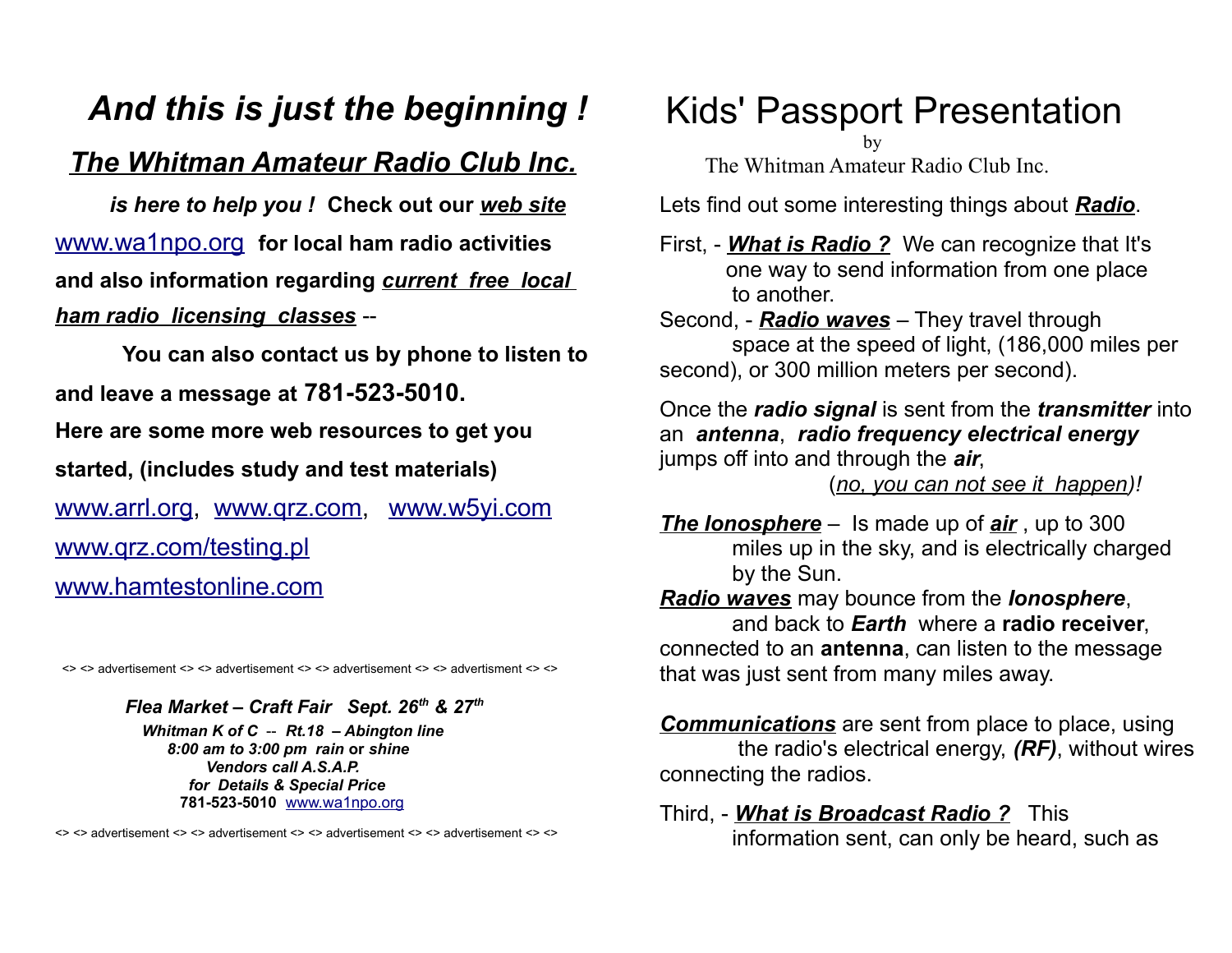# *And this is just the beginning !*

## ***The Whitman Amateur Radio Club Inc.***

***is here to help you !*** **Check out our *web site*** [www.wa1npo.org](http://www.wa1npo.org) **for local ham radio activities and also information regarding *current free local ham radio licensing classes*** --

**You can also contact us by phone to listen to and leave a message at 781-523-5010.**

**Here are some more web resources to get you started, (includes study and test materials)**

[www.arrl.org](http://www.arrl.org), [www.qrz.com](http://www.qrz.com), [www.w5yi.com](http://www.w5yi.com)
[www.qrz.com/testing.pl](http://www.qrz.com/testing.pl)
[www.hamtestonline.com](http://www.hamtestonline.com)

<> <> advertisement <> <> advertisement <> <> advertisement <> <> advertisment <> <>

***Flea Market – Craft Fair Sept. 26th & 27th***
***Whitman K of C -- Rt.18 – Abington line***
***8:00 am to 3:00 pm rain or shine***
***Vendors call A.S.A.P.***
***for Details & Special Price***
**781-523-5010** [www.wa1npo.org](http://www.wa1npo.org)

<> <> advertisement <> <> advertisement <> <> advertisement <> <> advertisement <> <>

# Kids' Passport Presentation

by
The Whitman Amateur Radio Club Inc.

Lets find out some interesting things about ***Radio***.

First, - ***What is Radio ?*** We can recognize that It's one way to send information from one place to another.
Second, - ***Radio waves*** – They travel through space at the speed of light, (186,000 miles per second), or 300 million meters per second).

Once the ***radio signal*** is sent from the ***transmitter*** into an ***antenna***, ***radio frequency electrical energy*** jumps off into and through the ***air***,
(*no, you can not see it happen)!*

***The Ionosphere*** – Is made up of ***air*** , up to 300 miles up in the sky, and is electrically charged by the Sun.
***Radio waves*** may bounce from the ***Ionosphere***, and back to ***Earth*** where a **radio receiver**, connected to an **antenna**, can listen to the message that was just sent from many miles away.

***Communications*** are sent from place to place, using the radio's electrical energy, ***(RF)***, without wires connecting the radios.

Third, - ***What is Broadcast Radio ?*** This information sent, can only be heard, such as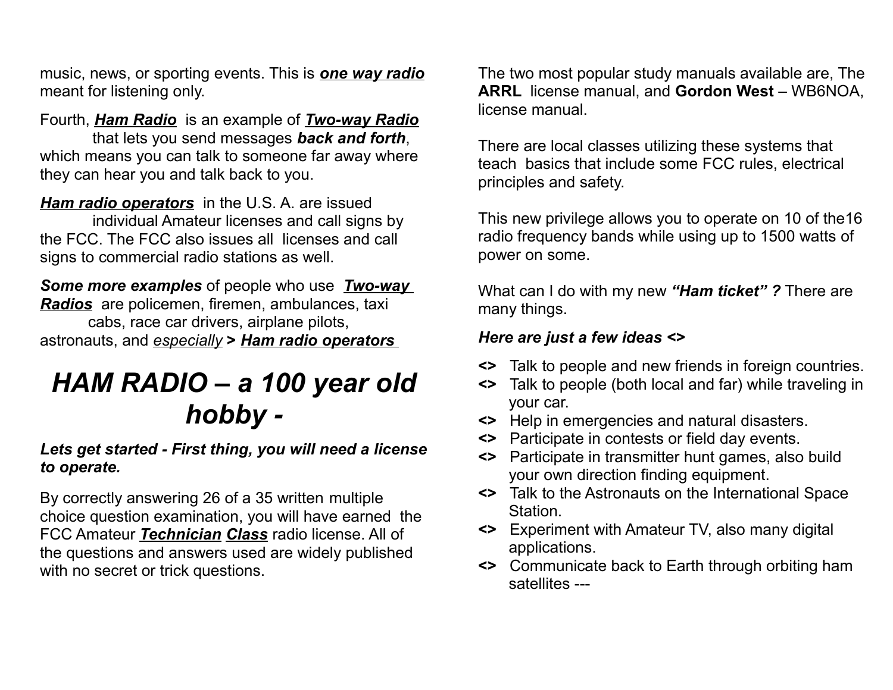music, news, or sporting events. This is ***one way radio*** meant for listening only.

Fourth, ***Ham Radio*** is an example of ***Two-way Radio*** that lets you send messages ***back and forth***, which means you can talk to someone far away where they can hear you and talk back to you.

***Ham radio operators*** in the U.S. A. are issued individual Amateur licenses and call signs by the FCC. The FCC also issues all licenses and call signs to commercial radio stations as well.

***Some more examples*** of people who use ***Two-way Radios*** are policemen, firemen, ambulances, taxi cabs, race car drivers, airplane pilots, astronauts, and *especially* **> *Ham radio operators***

# *HAM RADIO – a 100 year old hobby -*

***Lets get started - First thing, you will need a license to operate.***

By correctly answering 26 of a 35 written multiple choice question examination, you will have earned the FCC Amateur ***Technician Class*** radio license. All of the questions and answers used are widely published with no secret or trick questions.

The two most popular study manuals available are, The **ARRL** license manual, and **Gordon West** – WB6NOA, license manual.

There are local classes utilizing these systems that teach basics that include some FCC rules, electrical principles and safety.

This new privilege allows you to operate on 10 of the16 radio frequency bands while using up to 1500 watts of power on some.

What can I do with my new ***"Ham ticket" ?*** There are many things.

***Here are just a few ideas <>***

- **<>** Talk to people and new friends in foreign countries.
- **<>** Talk to people (both local and far) while traveling in your car.
- **<>** Help in emergencies and natural disasters.
- **<>** Participate in contests or field day events.
- **<>** Participate in transmitter hunt games, also build your own direction finding equipment.
- **<>** Talk to the Astronauts on the International Space Station.
- **<>** Experiment with Amateur TV, also many digital applications.
- **<>** Communicate back to Earth through orbiting ham satellites ---